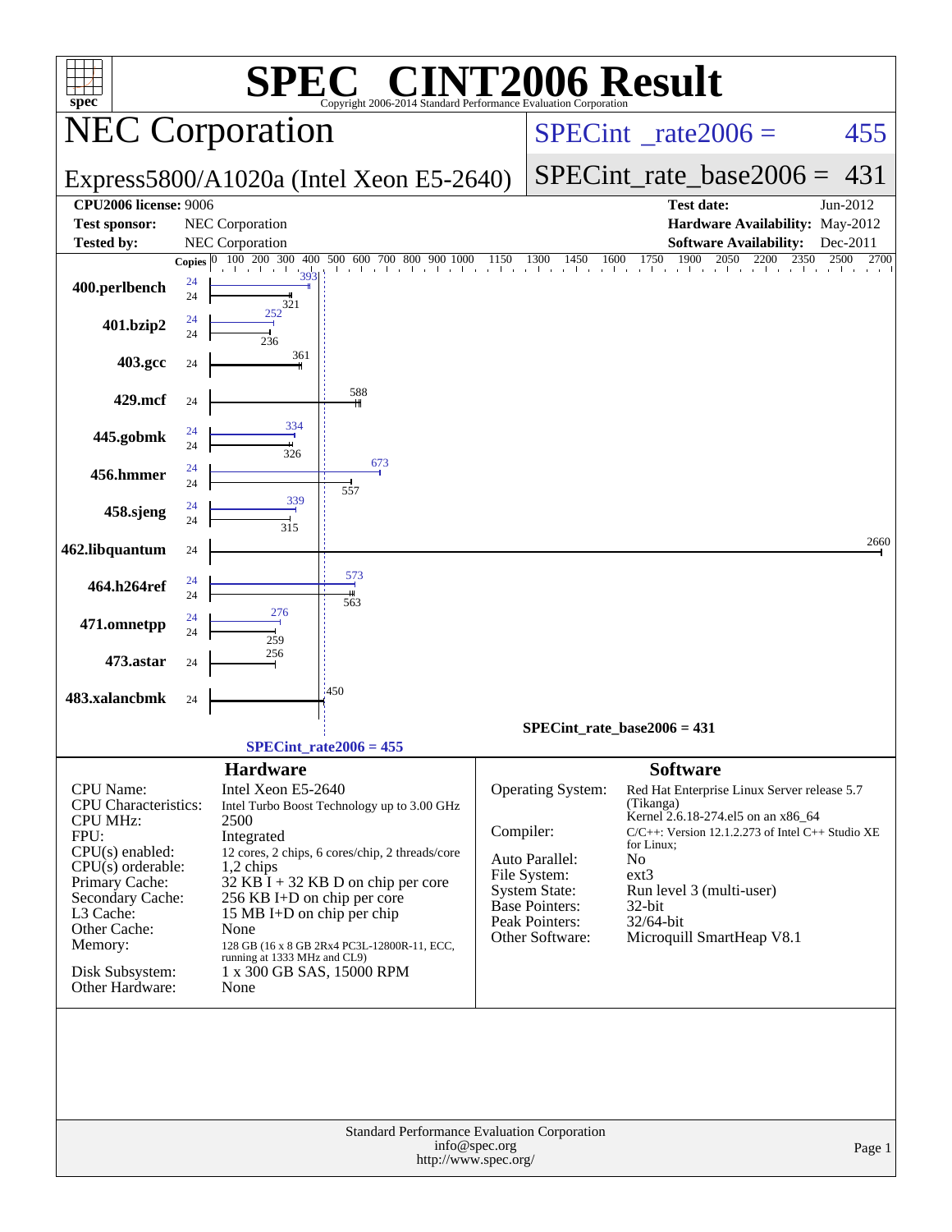# SPEC® CINT2006 Result

Copyright 2006-2014 Standard Performance Evaluation Corporation

## NEC Corporation

Express5800/A1020a (Intel Xeon E5-2640)

SPECint_rate2006 = 455

SPECint_rate_base2006 = 431

| | | | |
|---|---|---|---|
| **CPU2006 license:** 9006 | | **Test date:** | Jun-2012 |
| **Test sponsor:** | NEC Corporation | **Hardware Availability:** | May-2012 |
| **Tested by:** | NEC Corporation | **Software Availability:** | Dec-2011 |

| Benchmark | Copies (peak) | Peak | Copies (base) | Base |
|---|---|---|---|---|
| 400.perlbench | 24 | 393 | 24 | 321 |
| 401.bzip2 | 24 | 252 | 24 | 236 |
| 403.gcc | | | 24 | 361 |
| 429.mcf | | | 24 | 588 |
| 445.gobmk | 24 | 334 | 24 | 326 |
| 456.hmmer | 24 | 673 | 24 | 557 |
| 458.sjeng | 24 | 339 | 24 | 315 |
| 462.libquantum | | | 24 | 2660 |
| 464.h264ref | 24 | 573 | 24 | 563 |
| 471.omnetpp | 24 | 276 | 24 | 259 |
| 473.astar | | | 24 | 256 |
| 483.xalancbmk | | | 24 | 450 |

SPECint_rate_base2006 = 431

SPECint_rate2006 = 455

### Hardware

| | |
|---|---|
| CPU Name: | Intel Xeon E5-2640 |
| CPU Characteristics: | Intel Turbo Boost Technology up to 3.00 GHz |
| CPU MHz: | 2500 |
| FPU: | Integrated |
| CPU(s) enabled: | 12 cores, 2 chips, 6 cores/chip, 2 threads/core |
| CPU(s) orderable: | 1,2 chips |
| Primary Cache: | 32 KB I + 32 KB D on chip per core |
| Secondary Cache: | 256 KB I+D on chip per core |
| L3 Cache: | 15 MB I+D on chip per chip |
| Other Cache: | None |
| Memory: | 128 GB (16 x 8 GB 2Rx4 PC3L-12800R-11, ECC, running at 1333 MHz and CL9) |
| Disk Subsystem: | 1 x 300 GB SAS, 15000 RPM |
| Other Hardware: | None |

### Software

| | |
|---|---|
| Operating System: | Red Hat Enterprise Linux Server release 5.7 (Tikanga) Kernel 2.6.18-274.el5 on an x86_64 |
| Compiler: | C/C++: Version 12.1.2.273 of Intel C++ Studio XE for Linux; |
| Auto Parallel: | No |
| File System: | ext3 |
| System State: | Run level 3 (multi-user) |
| Base Pointers: | 32-bit |
| Peak Pointers: | 32/64-bit |
| Other Software: | Microquill SmartHeap V8.1 |

Standard Performance Evaluation Corporation
info@spec.org
http://www.spec.org/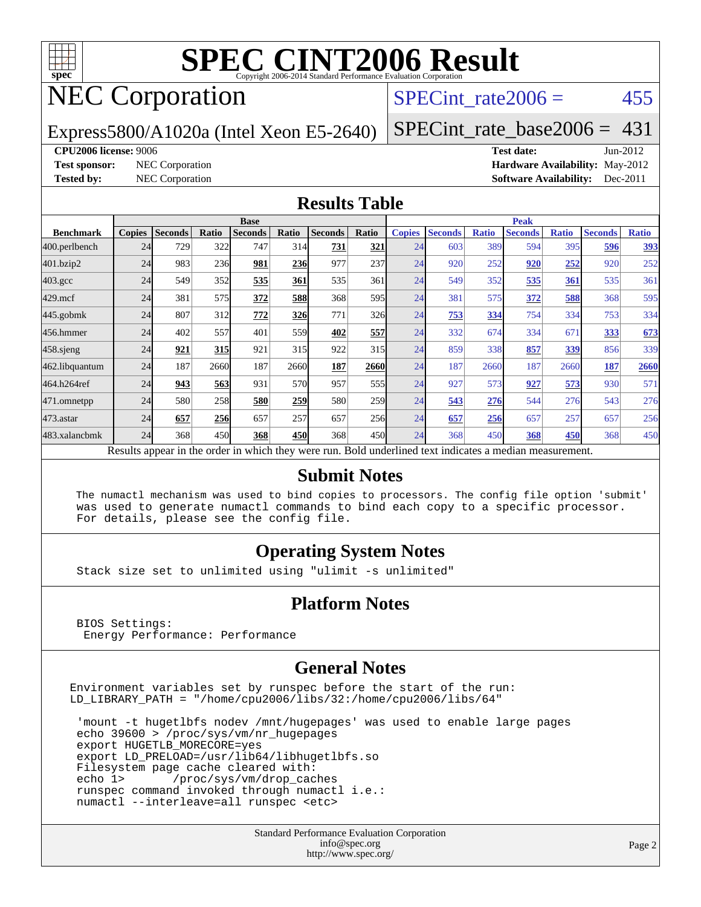# SPEC CINT2006 Result

Copyright 2006-2014 Standard Performance Evaluation Corporation

## NEC Corporation

Express5800/A1020a (Intel Xeon E5-2640)

SPECint_rate2006 = 455

SPECint_rate_base2006 = 431

**CPU2006 license:** 9006

**Test sponsor:** NEC Corporation

**Tested by:** NEC Corporation

**Test date:** Jun-2012

**Hardware Availability:** May-2012

**Software Availability:** Dec-2011

## Results Table

| | Base | | | | | | | Peak | | | | | | |
|---|---|---|---|---|---|---|---|---|---|---|---|---|---|---|
| **Benchmark** | **Copies** | **Seconds** | **Ratio** | **Seconds** | **Ratio** | **Seconds** | **Ratio** | **Copies** | **Seconds** | **Ratio** | **Seconds** | **Ratio** | **Seconds** | **Ratio** |
| 400.perlbench | 24 | 729 | 322 | 747 | 314 | **731** | **321** | 24 | 603 | 389 | 594 | 395 | **596** | **393** |
| 401.bzip2 | 24 | 983 | 236 | **981** | **236** | 977 | 237 | 24 | 920 | 252 | **920** | **252** | 920 | 252 |
| 403.gcc | 24 | 549 | 352 | **535** | **361** | 535 | 361 | 24 | 549 | 352 | **535** | **361** | 535 | 361 |
| 429.mcf | 24 | 381 | 575 | **372** | **588** | 368 | 595 | 24 | 381 | 575 | **372** | **588** | 368 | 595 |
| 445.gobmk | 24 | 807 | 312 | **772** | **326** | 771 | 326 | 24 | **753** | **334** | 754 | 334 | 753 | 334 |
| 456.hmmer | 24 | 402 | 557 | 401 | 559 | **402** | **557** | 24 | 332 | 674 | 334 | 671 | **333** | **673** |
| 458.sjeng | 24 | **921** | **315** | 921 | 315 | 922 | 315 | 24 | 859 | 338 | **857** | **339** | 856 | 339 |
| 462.libquantum | 24 | 187 | 2660 | 187 | 2660 | **187** | **2660** | 24 | 187 | 2660 | 187 | 2660 | **187** | **2660** |
| 464.h264ref | 24 | **943** | **563** | 931 | 570 | 957 | 555 | 24 | 927 | 573 | **927** | **573** | 930 | 571 |
| 471.omnetpp | 24 | 580 | 258 | **580** | **259** | 580 | 259 | 24 | **543** | **276** | 544 | 276 | 543 | 276 |
| 473.astar | 24 | **657** | **256** | 657 | 257 | 657 | 256 | 24 | **657** | **256** | 657 | 257 | 657 | 256 |
| 483.xalancbmk | 24 | 368 | 450 | **368** | **450** | 368 | 450 | 24 | 368 | 450 | **368** | **450** | 368 | 450 |

Results appear in the order in which they were run. Bold underlined text indicates a median measurement.

## Submit Notes

```
The numactl mechanism was used to bind copies to processors. The config file option 'submit'
was used to generate numactl commands to bind each copy to a specific processor.
For details, please see the config file.
```

## Operating System Notes

```
Stack size set to unlimited using "ulimit -s unlimited"
```

## Platform Notes

```
BIOS Settings:
 Energy Performance: Performance
```

## General Notes

```
Environment variables set by runspec before the start of the run:
LD_LIBRARY_PATH = "/home/cpu2006/libs/32:/home/cpu2006/libs/64"

 'mount -t hugetlbfs nodev /mnt/hugepages' was used to enable large pages
 echo 39600 > /proc/sys/vm/nr_hugepages
 export HUGETLB_MORECORE=yes
 export LD_PRELOAD=/usr/lib64/libhugetlbfs.so
 Filesystem page cache cleared with:
 echo 1>       /proc/sys/vm/drop_caches
 runspec command invoked through numactl i.e.:
 numactl --interleave=all runspec <etc>
```

Standard Performance Evaluation Corporation
info@spec.org
http://www.spec.org/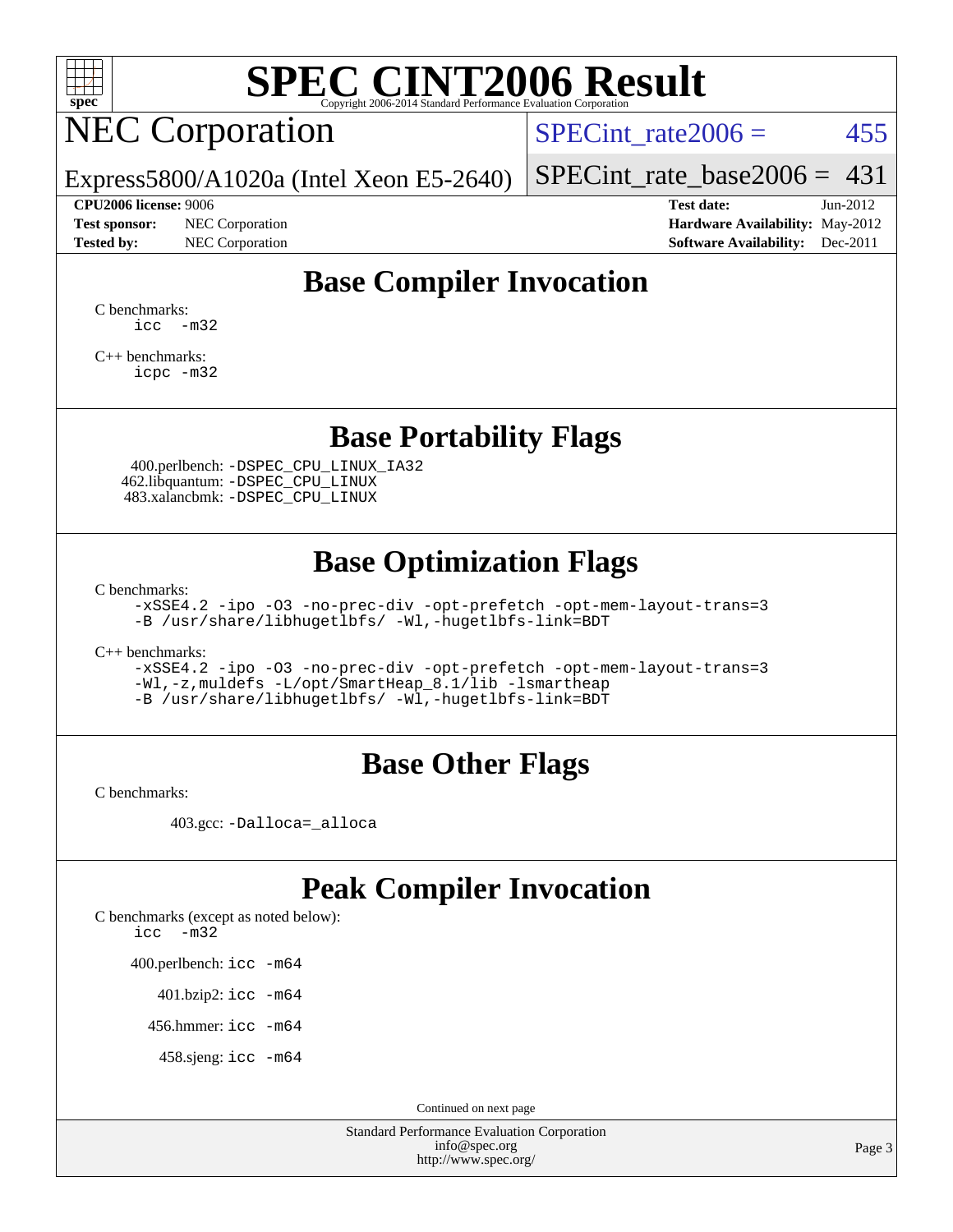# SPEC CINT2006 Result

Copyright 2006-2014 Standard Performance Evaluation Corporation

## NEC Corporation

Express5800/A1020a (Intel Xeon E5-2640)

SPECint_rate2006 = 455

SPECint_rate_base2006 = 431

**CPU2006 license:** 9006
**Test sponsor:** NEC Corporation
**Tested by:** NEC Corporation

**Test date:** Jun-2012
**Hardware Availability:** May-2012
**Software Availability:** Dec-2011

## Base Compiler Invocation

C benchmarks:
```
icc -m32
```

C++ benchmarks:
```
icpc -m32
```

## Base Portability Flags

400.perlbench: `-DSPEC_CPU_LINUX_IA32`
462.libquantum: `-DSPEC_CPU_LINUX`
483.xalancbmk: `-DSPEC_CPU_LINUX`

## Base Optimization Flags

C benchmarks:
```
-xSSE4.2 -ipo -O3 -no-prec-div -opt-prefetch -opt-mem-layout-trans=3
-B /usr/share/libhugetlbfs/ -Wl,-hugetlbfs-link=BDT
```

C++ benchmarks:
```
-xSSE4.2 -ipo -O3 -no-prec-div -opt-prefetch -opt-mem-layout-trans=3
-Wl,-z,muldefs -L/opt/SmartHeap_8.1/lib -lsmartheap
-B /usr/share/libhugetlbfs/ -Wl,-hugetlbfs-link=BDT
```

## Base Other Flags

C benchmarks:

403.gcc: `-Dalloca=_alloca`

## Peak Compiler Invocation

C benchmarks (except as noted below):
```
icc -m32
```

400.perlbench: `icc -m64`

401.bzip2: `icc -m64`

456.hmmer: `icc -m64`

458.sjeng: `icc -m64`

Continued on next page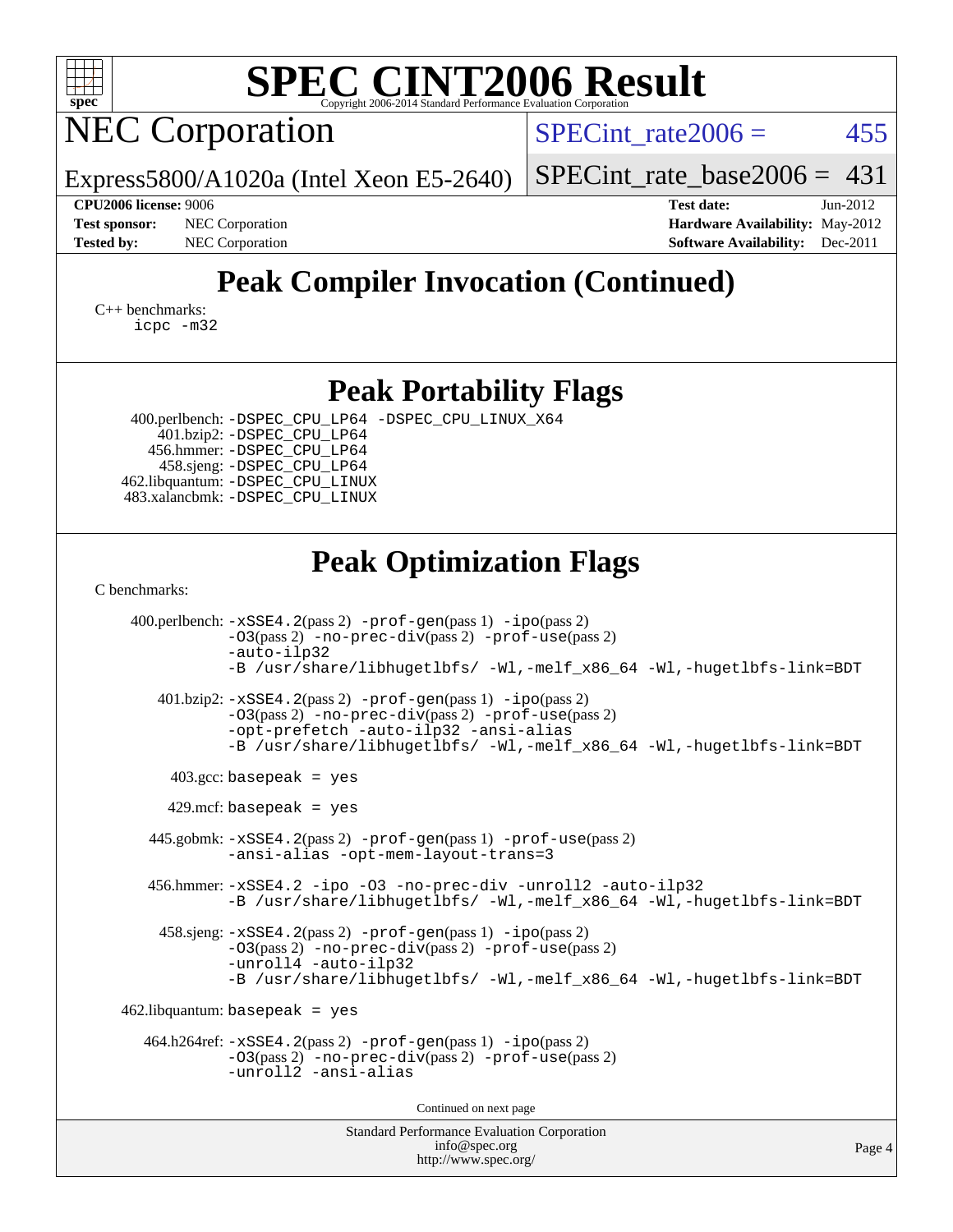# SPEC CINT2006 Result

Copyright 2006-2014 Standard Performance Evaluation Corporation

## NEC Corporation

Express5800/A1020a (Intel Xeon E5-2640)

SPECint_rate2006 = 455

SPECint_rate_base2006 = 431

**CPU2006 license:** 9006
**Test sponsor:** NEC Corporation
**Tested by:** NEC Corporation

**Test date:** Jun-2012
**Hardware Availability:** May-2012
**Software Availability:** Dec-2011

## Peak Compiler Invocation (Continued)

C++ benchmarks:
`icpc -m32`

## Peak Portability Flags

400.perlbench: `-DSPEC_CPU_LP64 -DSPEC_CPU_LINUX_X64`
401.bzip2: `-DSPEC_CPU_LP64`
456.hmmer: `-DSPEC_CPU_LP64`
458.sjeng: `-DSPEC_CPU_LP64`
462.libquantum: `-DSPEC_CPU_LINUX`
483.xalancbmk: `-DSPEC_CPU_LINUX`

## Peak Optimization Flags

C benchmarks:

400.perlbench: `-xSSE4.2`(pass 2) `-prof-gen`(pass 1) `-ipo`(pass 2) `-O3`(pass 2) `-no-prec-div`(pass 2) `-prof-use`(pass 2) `-auto-ilp32` `-B /usr/share/libhugetlbfs/ -Wl,-melf_x86_64 -Wl,-hugetlbfs-link=BDT`

401.bzip2: `-xSSE4.2`(pass 2) `-prof-gen`(pass 1) `-ipo`(pass 2) `-O3`(pass 2) `-no-prec-div`(pass 2) `-prof-use`(pass 2) `-opt-prefetch -auto-ilp32 -ansi-alias` `-B /usr/share/libhugetlbfs/ -Wl,-melf_x86_64 -Wl,-hugetlbfs-link=BDT`

403.gcc: `basepeak = yes`

429.mcf: `basepeak = yes`

445.gobmk: `-xSSE4.2`(pass 2) `-prof-gen`(pass 1) `-prof-use`(pass 2) `-ansi-alias -opt-mem-layout-trans=3`

456.hmmer: `-xSSE4.2 -ipo -O3 -no-prec-div -unroll2 -auto-ilp32` `-B /usr/share/libhugetlbfs/ -Wl,-melf_x86_64 -Wl,-hugetlbfs-link=BDT`

458.sjeng: `-xSSE4.2`(pass 2) `-prof-gen`(pass 1) `-ipo`(pass 2) `-O3`(pass 2) `-no-prec-div`(pass 2) `-prof-use`(pass 2) `-unroll4 -auto-ilp32` `-B /usr/share/libhugetlbfs/ -Wl,-melf_x86_64 -Wl,-hugetlbfs-link=BDT`

462.libquantum: `basepeak = yes`

464.h264ref: `-xSSE4.2`(pass 2) `-prof-gen`(pass 1) `-ipo`(pass 2) `-O3`(pass 2) `-no-prec-div`(pass 2) `-prof-use`(pass 2) `-unroll2 -ansi-alias`

Continued on next page

Standard Performance Evaluation Corporation
info@spec.org
http://www.spec.org/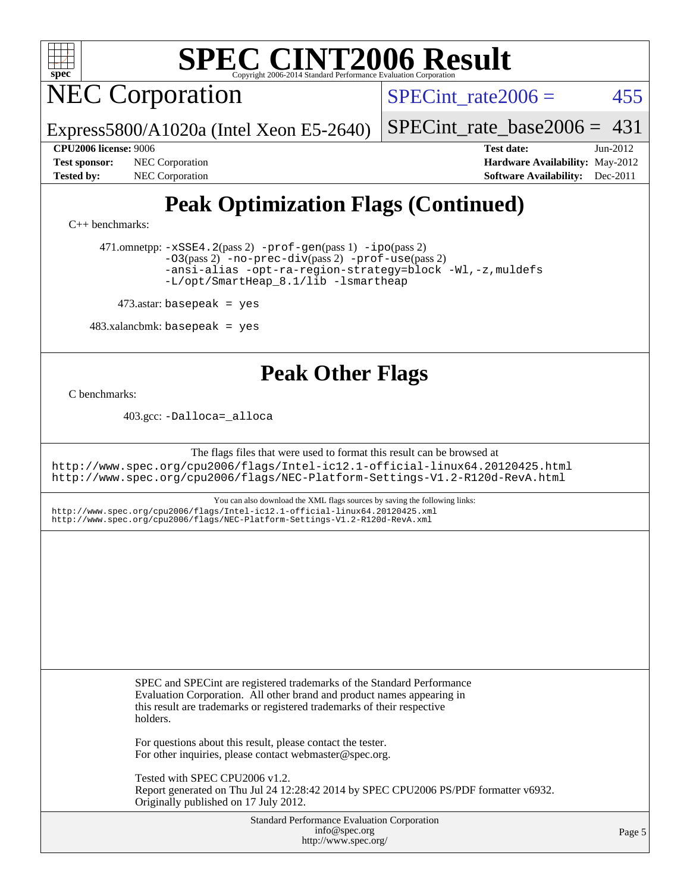# SPEC CINT2006 Result

Copyright 2006-2014 Standard Performance Evaluation Corporation

## NEC Corporation

Express5800/A1020a (Intel Xeon E5-2640)

SPECint_rate2006 = 455

SPECint_rate_base2006 = 431

**CPU2006 license:** 9006
**Test sponsor:** NEC Corporation
**Tested by:** NEC Corporation

**Test date:** Jun-2012
**Hardware Availability:** May-2012
**Software Availability:** Dec-2011

## Peak Optimization Flags (Continued)

C++ benchmarks:

471.omnetpp: -xSSE4.2(pass 2) -prof-gen(pass 1) -ipo(pass 2) -O3(pass 2) -no-prec-div(pass 2) -prof-use(pass 2) -ansi-alias -opt-ra-region-strategy=block -Wl,-z,muldefs -L/opt/SmartHeap_8.1/lib -lsmartheap

473.astar: basepeak = yes

483.xalancbmk: basepeak = yes

## Peak Other Flags

C benchmarks:

403.gcc: -Dalloca=_alloca

The flags files that were used to format this result can be browsed at
http://www.spec.org/cpu2006/flags/Intel-ic12.1-official-linux64.20120425.html
http://www.spec.org/cpu2006/flags/NEC-Platform-Settings-V1.2-R120d-RevA.html

You can also download the XML flags sources by saving the following links:
http://www.spec.org/cpu2006/flags/Intel-ic12.1-official-linux64.20120425.xml
http://www.spec.org/cpu2006/flags/NEC-Platform-Settings-V1.2-R120d-RevA.xml

SPEC and SPECint are registered trademarks of the Standard Performance Evaluation Corporation. All other brand and product names appearing in this result are trademarks or registered trademarks of their respective holders.

For questions about this result, please contact the tester.
For other inquiries, please contact webmaster@spec.org.

Tested with SPEC CPU2006 v1.2.
Report generated on Thu Jul 24 12:28:42 2014 by SPEC CPU2006 PS/PDF formatter v6932.
Originally published on 17 July 2012.

Standard Performance Evaluation Corporation
info@spec.org
http://www.spec.org/